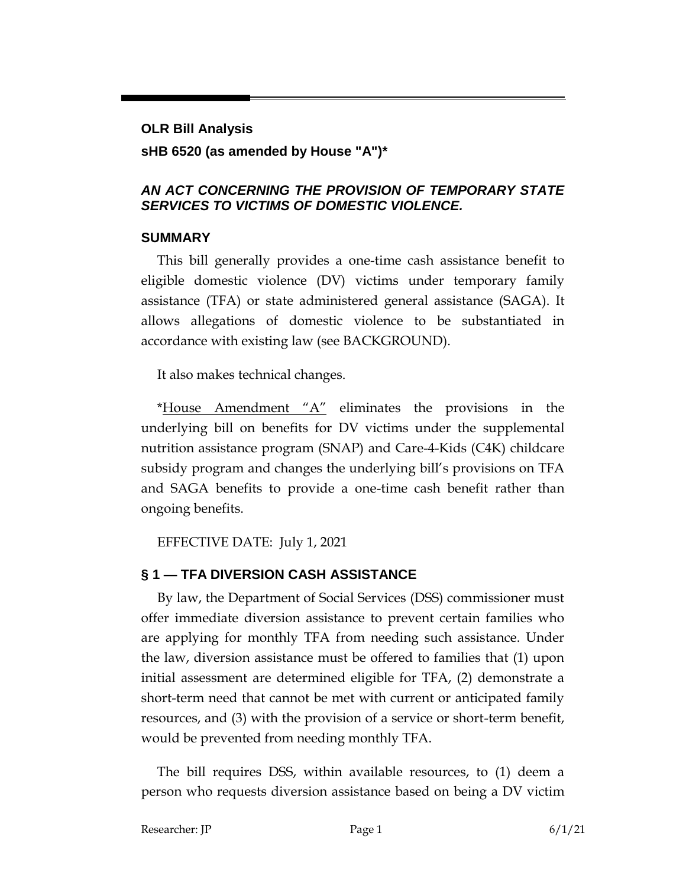**OLR Bill Analysis**

**sHB 6520 (as amended by House "A")***

***AN ACT CONCERNING THE PROVISION OF TEMPORARY STATE SERVICES TO VICTIMS OF DOMESTIC VIOLENCE.***

## SUMMARY

This bill generally provides a one-time cash assistance benefit to eligible domestic violence (DV) victims under temporary family assistance (TFA) or state administered general assistance (SAGA). It allows allegations of domestic violence to be substantiated in accordance with existing law (see BACKGROUND).

It also makes technical changes.

*House Amendment "A" eliminates the provisions in the underlying bill on benefits for DV victims under the supplemental nutrition assistance program (SNAP) and Care-4-Kids (C4K) childcare subsidy program and changes the underlying bill's provisions on TFA and SAGA benefits to provide a one-time cash benefit rather than ongoing benefits.

EFFECTIVE DATE: July 1, 2021

## § 1 — TFA DIVERSION CASH ASSISTANCE

By law, the Department of Social Services (DSS) commissioner must offer immediate diversion assistance to prevent certain families who are applying for monthly TFA from needing such assistance. Under the law, diversion assistance must be offered to families that (1) upon initial assessment are determined eligible for TFA, (2) demonstrate a short-term need that cannot be met with current or anticipated family resources, and (3) with the provision of a service or short-term benefit, would be prevented from needing monthly TFA.

The bill requires DSS, within available resources, to (1) deem a person who requests diversion assistance based on being a DV victim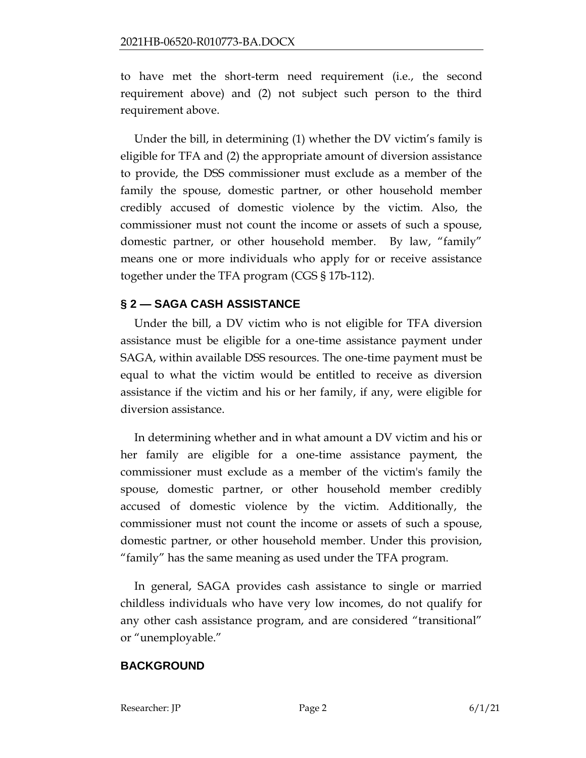to have met the short-term need requirement (i.e., the second requirement above) and (2) not subject such person to the third requirement above.

Under the bill, in determining (1) whether the DV victim's family is eligible for TFA and (2) the appropriate amount of diversion assistance to provide, the DSS commissioner must exclude as a member of the family the spouse, domestic partner, or other household member credibly accused of domestic violence by the victim. Also, the commissioner must not count the income or assets of such a spouse, domestic partner, or other household member. By law, "family" means one or more individuals who apply for or receive assistance together under the TFA program (CGS § 17b-112).

## § 2 — SAGA CASH ASSISTANCE

Under the bill, a DV victim who is not eligible for TFA diversion assistance must be eligible for a one-time assistance payment under SAGA, within available DSS resources. The one-time payment must be equal to what the victim would be entitled to receive as diversion assistance if the victim and his or her family, if any, were eligible for diversion assistance.

In determining whether and in what amount a DV victim and his or her family are eligible for a one-time assistance payment, the commissioner must exclude as a member of the victim's family the spouse, domestic partner, or other household member credibly accused of domestic violence by the victim. Additionally, the commissioner must not count the income or assets of such a spouse, domestic partner, or other household member. Under this provision, "family" has the same meaning as used under the TFA program.

In general, SAGA provides cash assistance to single or married childless individuals who have very low incomes, do not qualify for any other cash assistance program, and are considered "transitional" or "unemployable."

## BACKGROUND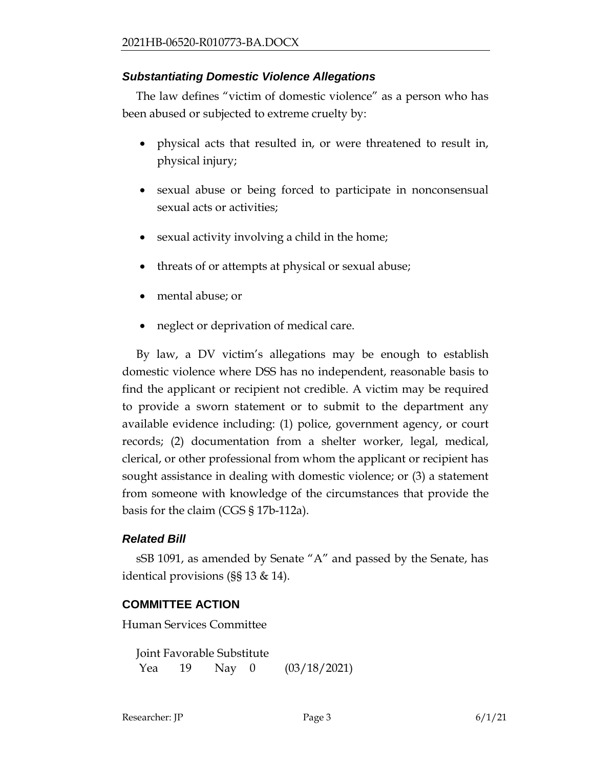### *Substantiating Domestic Violence Allegations*

The law defines "victim of domestic violence" as a person who has been abused or subjected to extreme cruelty by:

- physical acts that resulted in, or were threatened to result in, physical injury;
- sexual abuse or being forced to participate in nonconsensual sexual acts or activities;
- sexual activity involving a child in the home;
- threats of or attempts at physical or sexual abuse;
- mental abuse; or
- neglect or deprivation of medical care.

By law, a DV victim's allegations may be enough to establish domestic violence where DSS has no independent, reasonable basis to find the applicant or recipient not credible. A victim may be required to provide a sworn statement or to submit to the department any available evidence including: (1) police, government agency, or court records; (2) documentation from a shelter worker, legal, medical, clerical, or other professional from whom the applicant or recipient has sought assistance in dealing with domestic violence; or (3) a statement from someone with knowledge of the circumstances that provide the basis for the claim (CGS § 17b-112a).

### *Related Bill*

sSB 1091, as amended by Senate "A" and passed by the Senate, has identical provisions (§§ 13 & 14).

## COMMITTEE ACTION

Human Services Committee

Joint Favorable Substitute
Yea 19 Nay 0 (03/18/2021)